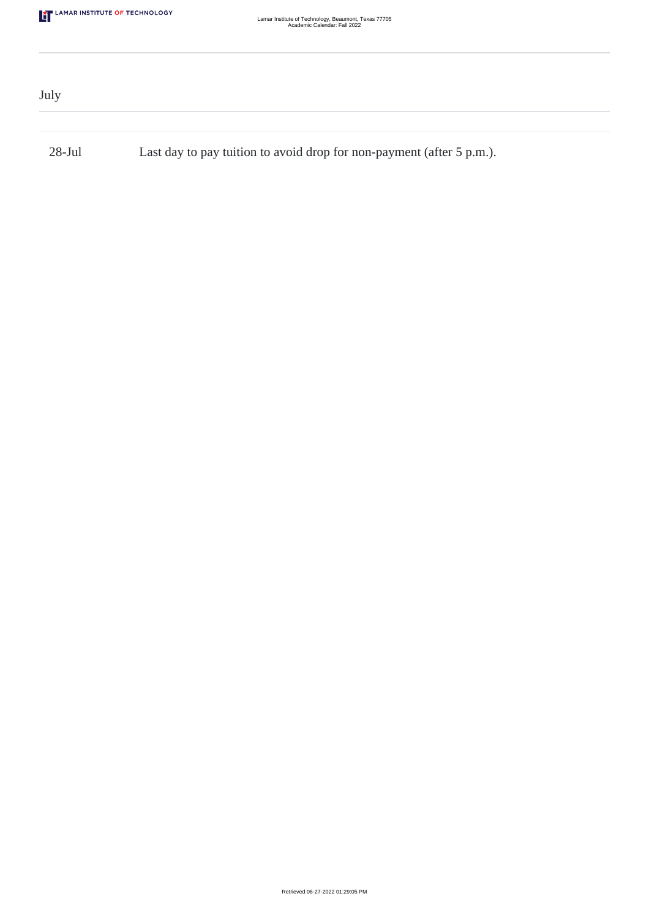# July

| | |
|---|---|
| 28-Jul | Last day to pay tuition to avoid drop for non-payment (after 5 p.m.). |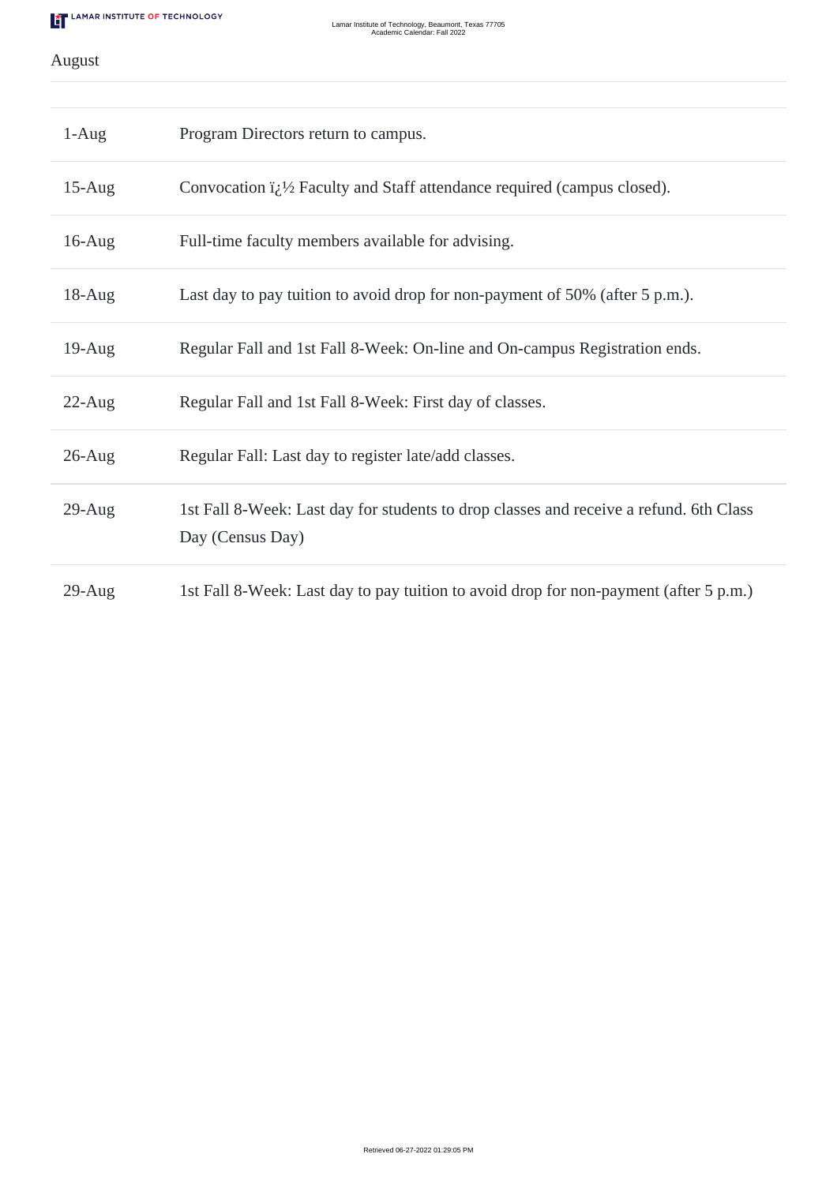August

| | |
|---|---|
| 1-Aug | Program Directors return to campus. |
| 15-Aug | Convocation ï¿½ Faculty and Staff attendance required (campus closed). |
| 16-Aug | Full-time faculty members available for advising. |
| 18-Aug | Last day to pay tuition to avoid drop for non-payment of 50% (after 5 p.m.). |
| 19-Aug | Regular Fall and 1st Fall 8-Week: On-line and On-campus Registration ends. |
| 22-Aug | Regular Fall and 1st Fall 8-Week: First day of classes. |
| 26-Aug | Regular Fall: Last day to register late/add classes. |
| 29-Aug | 1st Fall 8-Week: Last day for students to drop classes and receive a refund. 6th Class Day (Census Day) |
| 29-Aug | 1st Fall 8-Week: Last day to pay tuition to avoid drop for non-payment (after 5 p.m.) |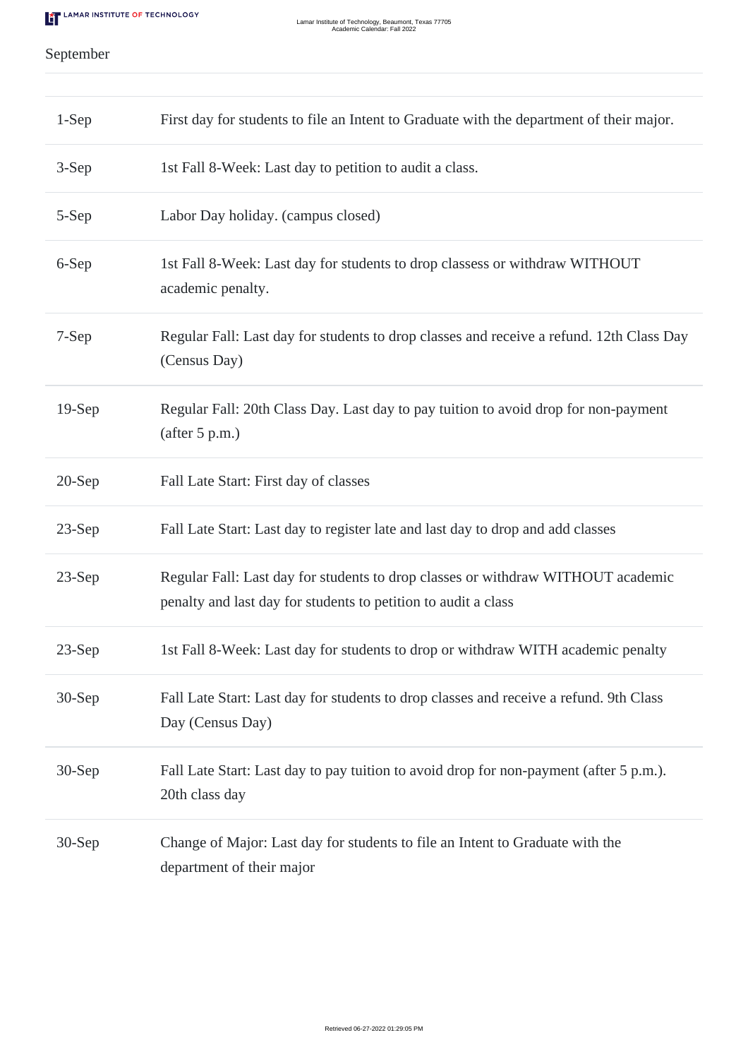September

| | |
|---|---|
| 1-Sep | First day for students to file an Intent to Graduate with the department of their major. |
| 3-Sep | 1st Fall 8-Week: Last day to petition to audit a class. |
| 5-Sep | Labor Day holiday. (campus closed) |
| 6-Sep | 1st Fall 8-Week: Last day for students to drop classess or withdraw WITHOUT academic penalty. |
| 7-Sep | Regular Fall: Last day for students to drop classes and receive a refund. 12th Class Day (Census Day) |
| 19-Sep | Regular Fall: 20th Class Day. Last day to pay tuition to avoid drop for non-payment (after 5 p.m.) |
| 20-Sep | Fall Late Start: First day of classes |
| 23-Sep | Fall Late Start: Last day to register late and last day to drop and add classes |
| 23-Sep | Regular Fall: Last day for students to drop classes or withdraw WITHOUT academic penalty and last day for students to petition to audit a class |
| 23-Sep | 1st Fall 8-Week: Last day for students to drop or withdraw WITH academic penalty |
| 30-Sep | Fall Late Start: Last day for students to drop classes and receive a refund. 9th Class Day (Census Day) |
| 30-Sep | Fall Late Start: Last day to pay tuition to avoid drop for non-payment (after 5 p.m.). 20th class day |
| 30-Sep | Change of Major: Last day for students to file an Intent to Graduate with the department of their major |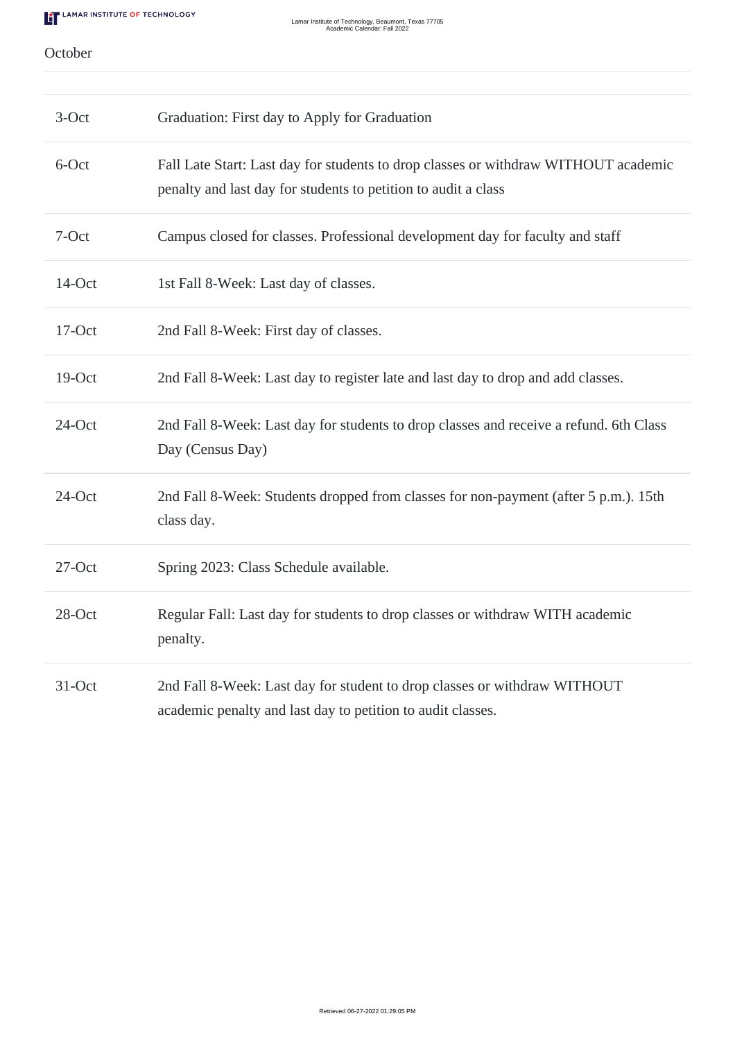October

| | |
|---|---|
| 3-Oct | Graduation: First day to Apply for Graduation |
| 6-Oct | Fall Late Start: Last day for students to drop classes or withdraw WITHOUT academic penalty and last day for students to petition to audit a class |
| 7-Oct | Campus closed for classes. Professional development day for faculty and staff |
| 14-Oct | 1st Fall 8-Week: Last day of classes. |
| 17-Oct | 2nd Fall 8-Week: First day of classes. |
| 19-Oct | 2nd Fall 8-Week: Last day to register late and last day to drop and add classes. |
| 24-Oct | 2nd Fall 8-Week: Last day for students to drop classes and receive a refund. 6th Class Day (Census Day) |
| 24-Oct | 2nd Fall 8-Week: Students dropped from classes for non-payment (after 5 p.m.). 15th class day. |
| 27-Oct | Spring 2023: Class Schedule available. |
| 28-Oct | Regular Fall: Last day for students to drop classes or withdraw WITH academic penalty. |
| 31-Oct | 2nd Fall 8-Week: Last day for student to drop classes or withdraw WITHOUT academic penalty and last day to petition to audit classes. |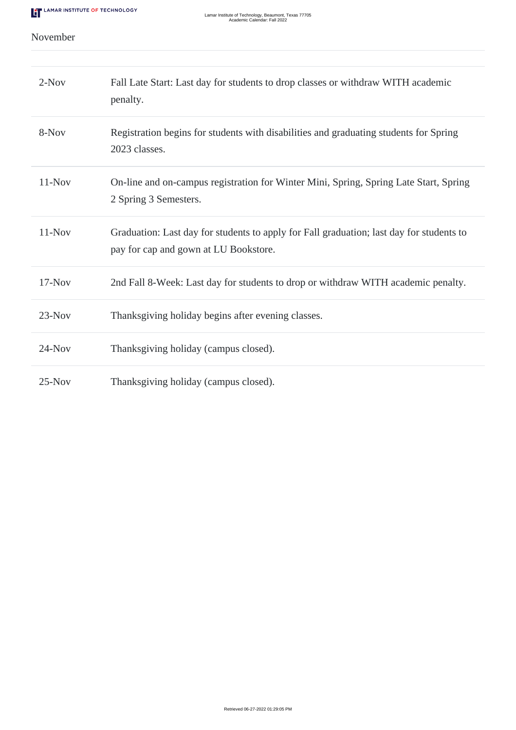## November

| | |
|---|---|
| 2-Nov | Fall Late Start: Last day for students to drop classes or withdraw WITH academic penalty. |
| 8-Nov | Registration begins for students with disabilities and graduating students for Spring 2023 classes. |
| 11-Nov | On-line and on-campus registration for Winter Mini, Spring, Spring Late Start, Spring 2 Spring 3 Semesters. |
| 11-Nov | Graduation: Last day for students to apply for Fall graduation; last day for students to pay for cap and gown at LU Bookstore. |
| 17-Nov | 2nd Fall 8-Week: Last day for students to drop or withdraw WITH academic penalty. |
| 23-Nov | Thanksgiving holiday begins after evening classes. |
| 24-Nov | Thanksgiving holiday (campus closed). |
| 25-Nov | Thanksgiving holiday (campus closed). |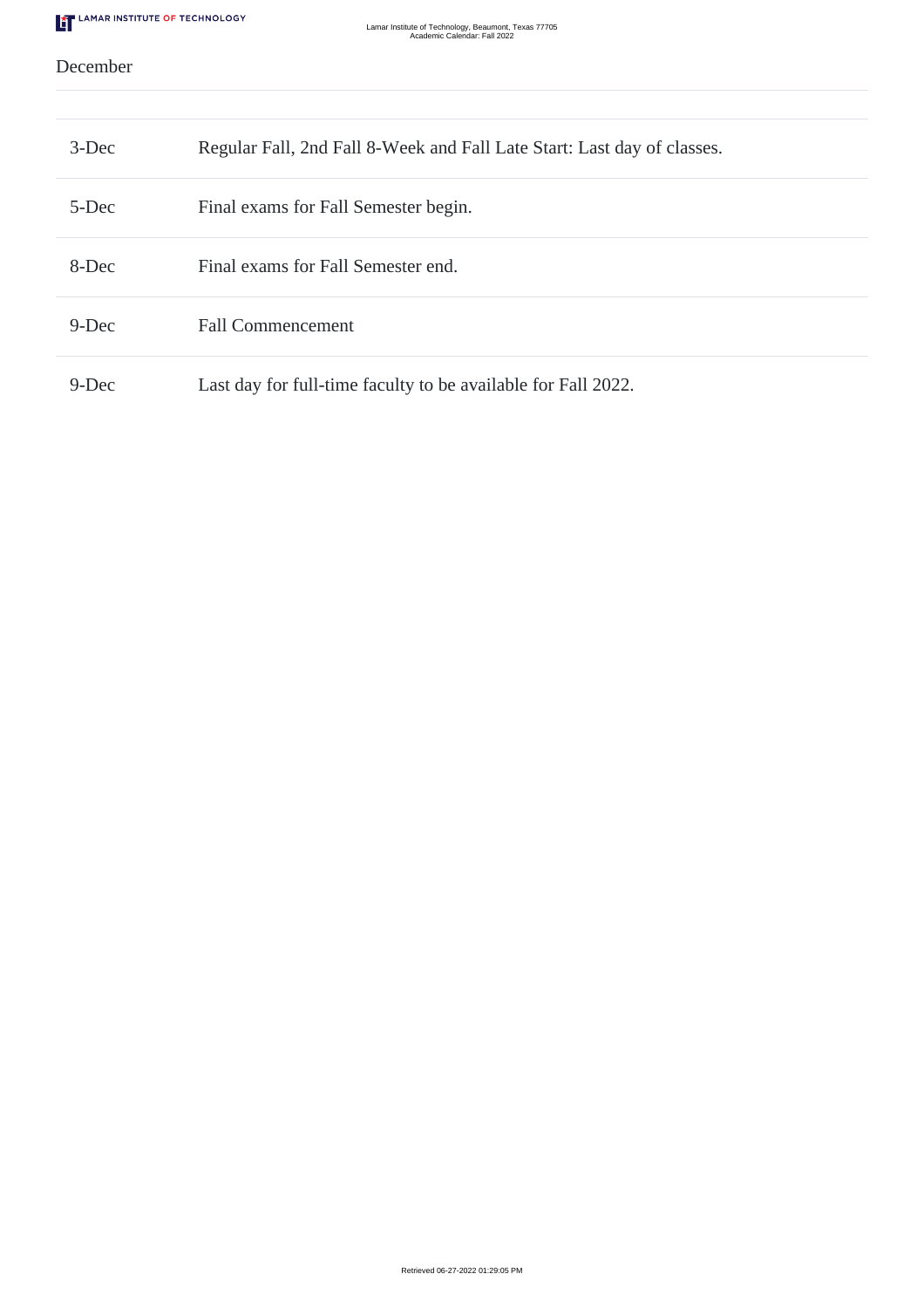## December

| | |
|---|---|
| 3-Dec | Regular Fall, 2nd Fall 8-Week and Fall Late Start: Last day of classes. |
| 5-Dec | Final exams for Fall Semester begin. |
| 8-Dec | Final exams for Fall Semester end. |
| 9-Dec | Fall Commencement |
| 9-Dec | Last day for full-time faculty to be available for Fall 2022. |